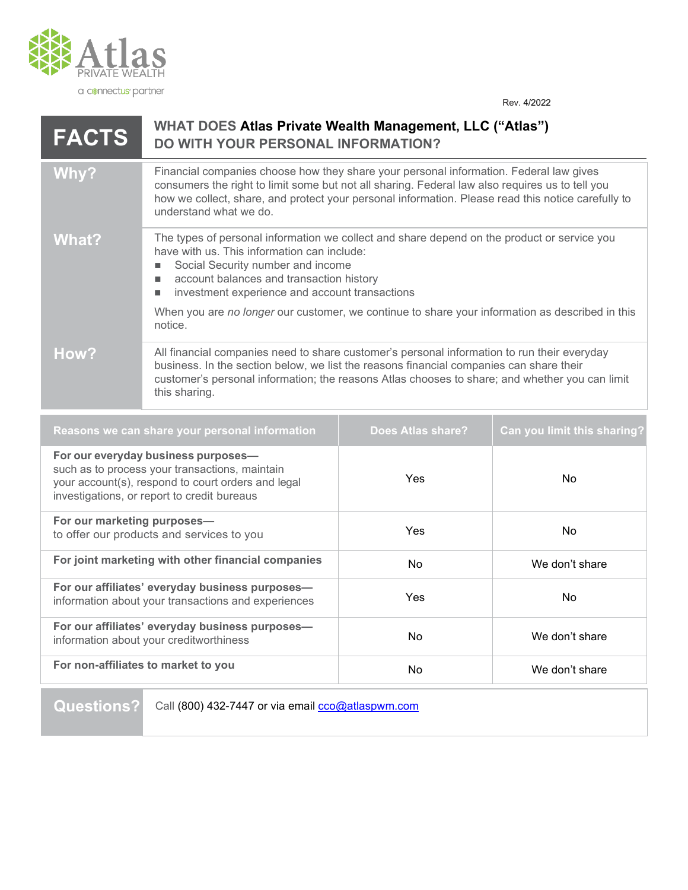Atlas
PRIVATE WEALTH
a connectus partner

Rev. 4/2022

# FACTS — WHAT DOES Atlas Private Wealth Management, LLC ("Atlas") DO WITH YOUR PERSONAL INFORMATION?

| | |
|---|---|
| **Why?** | Financial companies choose how they share your personal information. Federal law gives consumers the right to limit some but not all sharing. Federal law also requires us to tell you how we collect, share, and protect your personal information. Please read this notice carefully to understand what we do. |
| **What?** | The types of personal information we collect and share depend on the product or service you have with us. This information can include:<br>■ Social Security number and income<br>■ account balances and transaction history<br>■ investment experience and account transactions<br><br>When you are *no longer* our customer, we continue to share your information as described in this notice. |
| **How?** | All financial companies need to share customer's personal information to run their everyday business. In the section below, we list the reasons financial companies can share their customer's personal information; the reasons Atlas chooses to share; and whether you can limit this sharing. |

| Reasons we can share your personal information | Does Atlas share? | Can you limit this sharing? |
|---|---|---|
| **For our everyday business purposes—** such as to process your transactions, maintain your account(s), respond to court orders and legal investigations, or report to credit bureaus | Yes | No |
| **For our marketing purposes—** to offer our products and services to you | Yes | No |
| **For joint marketing with other financial companies** | No | We don't share |
| **For our affiliates' everyday business purposes—** information about your transactions and experiences | Yes | No |
| **For our affiliates' everyday business purposes—** information about your creditworthiness | No | We don't share |
| **For non-affiliates to market to you** | No | We don't share |

| | |
|---|---|
| **Questions?** | Call (800) 432-7447 or via email cco@atlaspwm.com |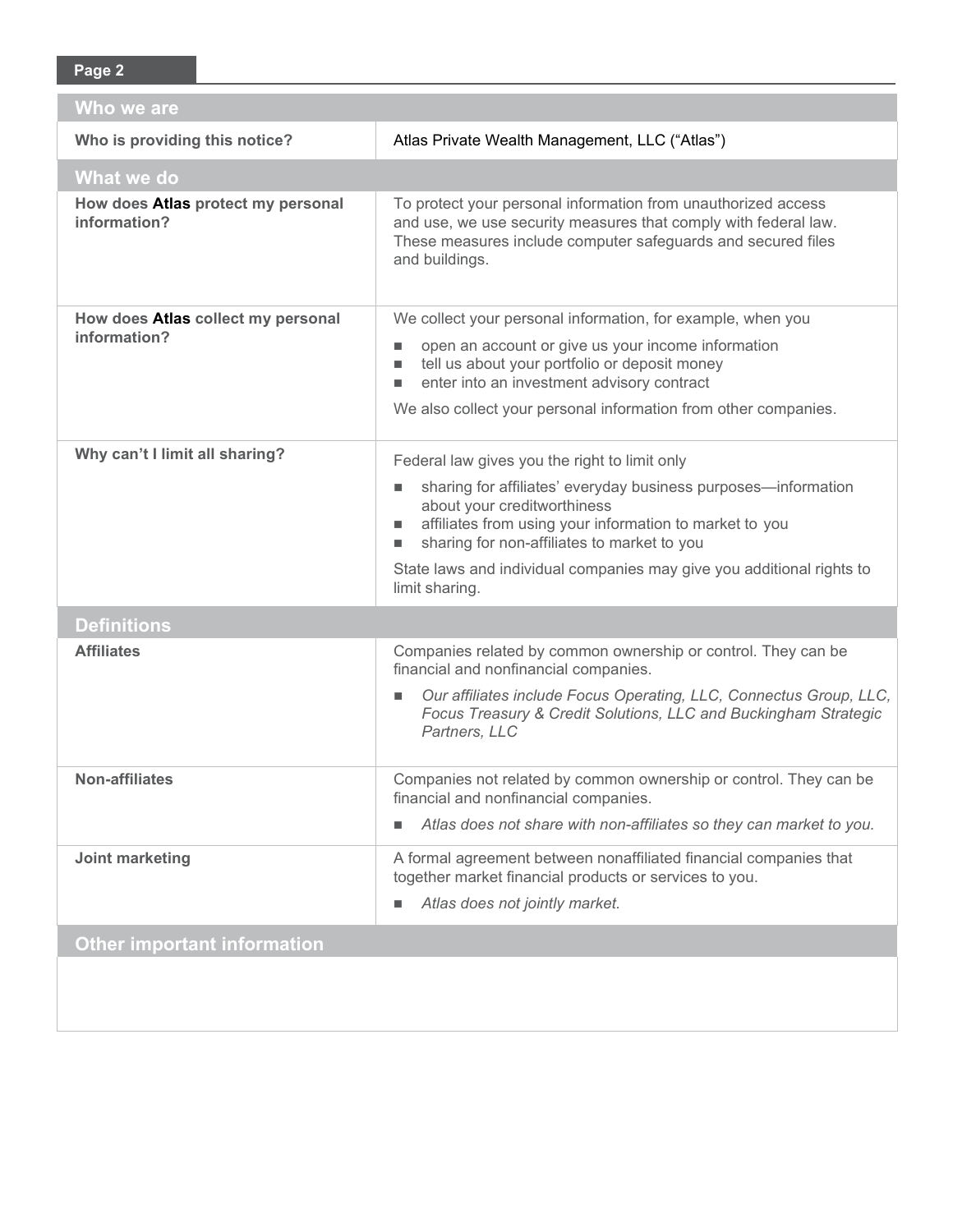| Who we are | |
|---|---|
| **Who is providing this notice?** | Atlas Private Wealth Management, LLC ("Atlas") |
| **What we do** | |
| **How does Atlas protect my personal information?** | To protect your personal information from unauthorized access and use, we use security measures that comply with federal law. These measures include computer safeguards and secured files and buildings. |
| **How does Atlas collect my personal information?** | We collect your personal information, for example, when you<br>■ open an account or give us your income information<br>■ tell us about your portfolio or deposit money<br>■ enter into an investment advisory contract<br>We also collect your personal information from other companies. |
| **Why can't I limit all sharing?** | Federal law gives you the right to limit only<br>■ sharing for affiliates' everyday business purposes—information about your creditworthiness<br>■ affiliates from using your information to market to you<br>■ sharing for non-affiliates to market to you<br>State laws and individual companies may give you additional rights to limit sharing. |
| **Definitions** | |
| **Affiliates** | Companies related by common ownership or control. They can be financial and nonfinancial companies.<br>■ *Our affiliates include Focus Operating, LLC, Connectus Group, LLC, Focus Treasury & Credit Solutions, LLC and Buckingham Strategic Partners, LLC* |
| **Non-affiliates** | Companies not related by common ownership or control. They can be financial and nonfinancial companies.<br>■ *Atlas does not share with non-affiliates so they can market to you.* |
| **Joint marketing** | A formal agreement between nonaffiliated financial companies that together market financial products or services to you.<br>■ *Atlas does not jointly market.* |
| **Other important information** | |
| | |